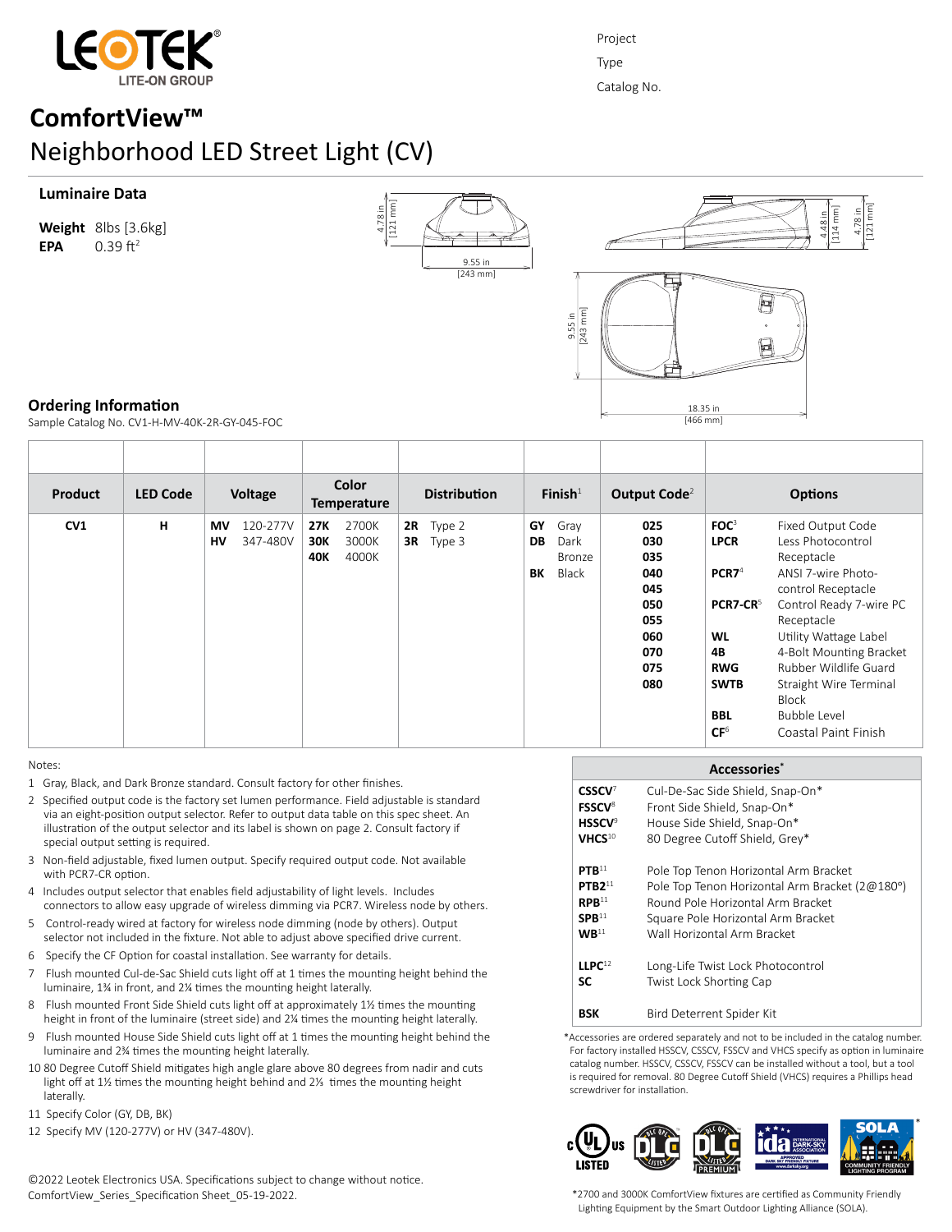Project

Type

Catalog No.

# ComfortView™

## Neighborhood LED Street Light (CV)

### Luminaire Data

**Weight** 8lbs [3.6kg]
**EPA** 0.39 ft$^2$

4.78 in [121 mm]
9.55 in [243 mm]
4.48 in [114 mm]
4.78 in [121 mm]
9.55 in [243 mm]
18.35 in [466 mm]

### Ordering Information

Sample Catalog No. CV1-H-MV-40K-2R-GY-045-FOC

| Product | LED Code | Voltage | Color Temperature | Distribution | Finish[1] | Output Code[2] | Options |
|---|---|---|---|---|---|---|---|
| **CV1** | **H** | **MV** 120-277V<br>**HV** 347-480V | **27K** 2700K<br>**30K** 3000K<br>**40K** 4000K | **2R** Type 2<br>**3R** Type 3 | **GY** Gray<br>**DB** Dark Bronze<br>**BK** Black | **025**<br>**030**<br>**035**<br>**040**<br>**045**<br>**050**<br>**055**<br>**060**<br>**070**<br>**075**<br>**080** | **FOC**[3] Fixed Output Code<br>**LPCR** Less Photocontrol Receptacle<br>**PCR7**[4] ANSI 7-wire Photo-control Receptacle<br>**PCR7-CR**[5] Control Ready 7-wire PC Receptacle<br>**WL** Utility Wattage Label<br>**4B** 4-Bolt Mounting Bracket<br>**RWG** Rubber Wildlife Guard<br>**SWTB** Straight Wire Terminal Block<br>**BBL** Bubble Level<br>**CF**[6] Coastal Paint Finish |

Notes:

1. Gray, Black, and Dark Bronze standard. Consult factory for other finishes.
2. Specified output code is the factory set lumen performance. Field adjustable is standard via an eight-position output selector. Refer to output data table on this spec sheet. An illustration of the output selector and its label is shown on page 2. Consult factory if special output setting is required.
3. Non-field adjustable, fixed lumen output. Specify required output code. Not available with PCR7-CR option.
4. Includes output selector that enables field adjustability of light levels. Includes connectors to allow easy upgrade of wireless dimming via PCR7. Wireless node by others.
5. Control-ready wired at factory for wireless node dimming (node by others). Output selector not included in the fixture. Not able to adjust above specified drive current.
6. Specify the CF Option for coastal installation. See warranty for details.
7. Flush mounted Cul-de-Sac Shield cuts light off at 1 times the mounting height behind the luminaire, 1¾ in front, and 2¼ times the mounting height laterally.
8. Flush mounted Front Side Shield cuts light off at approximately 1½ times the mounting height in front of the luminaire (street side) and 2¼ times the mounting height laterally.
9. Flush mounted House Side Shield cuts light off at 1 times the mounting height behind the luminaire and 2¾ times the mounting height laterally.
10. 80 Degree Cutoff Shield mitigates high angle glare above 80 degrees from nadir and cuts light off at 1½ times the mounting height behind and 2⅓ times the mounting height laterally.
11. Specify Color (GY, DB, BK)
12. Specify MV (120-277V) or HV (347-480V).

| Accessories* | |
|---|---|
| **CSSCV**[7] | Cul-De-Sac Side Shield, Snap-On* |
| **FSSCV**[8] | Front Side Shield, Snap-On* |
| **HSSCV**[9] | House Side Shield, Snap-On* |
| **VHCS**[10] | 80 Degree Cutoff Shield, Grey* |
| **PTB**[11] | Pole Top Tenon Horizontal Arm Bracket |
| **PTB2**[11] | Pole Top Tenon Horizontal Arm Bracket (2@180°) |
| **RPB**[11] | Round Pole Horizontal Arm Bracket |
| **SPB**[11] | Square Pole Horizontal Arm Bracket |
| **WB**[11] | Wall Horizontal Arm Bracket |
| **LLPC**[12] | Long-Life Twist Lock Photocontrol |
| **SC** | Twist Lock Shorting Cap |
| **BSK** | Bird Deterrent Spider Kit |

*Accessories are ordered separately and not to be included in the catalog number. For factory installed HSSCV, CSSCV, FSSCV and VHCS specify as option in luminaire catalog number. HSSCV, CSSCV, FSSCV can be installed without a tool, but a tool is required for removal. 80 Degree Cutoff Shield (VHCS) requires a Phillips head screwdriver for installation.

*2700 and 3000K ComfortView fixtures are certified as Community Friendly Lighting Equipment by the Smart Outdoor Lighting Alliance (SOLA).

©2022 Leotek Electronics USA. Specifications subject to change without notice.
ComfortView_Series_Specification Sheet_05-19-2022.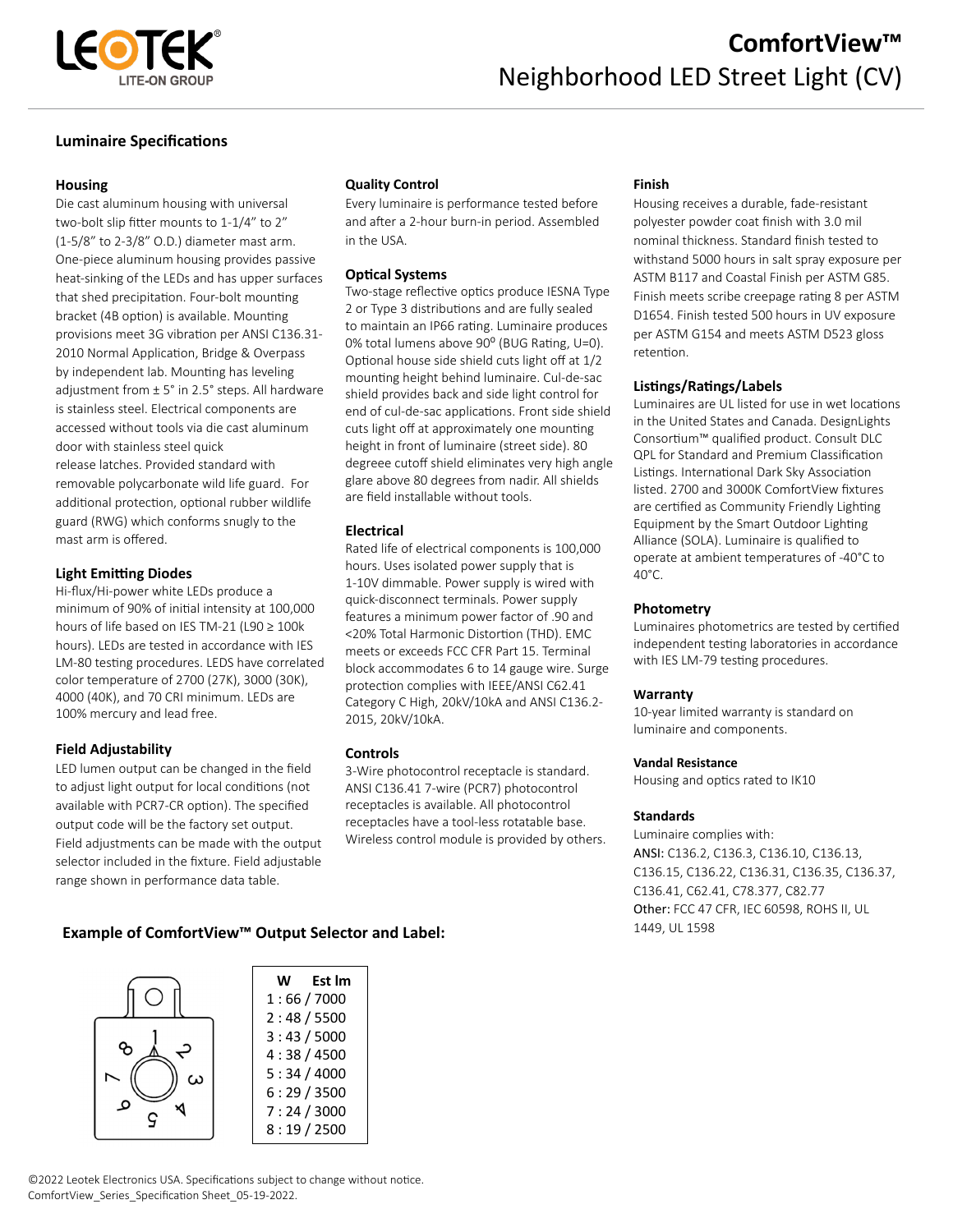# ComfortView™

## Neighborhood LED Street Light (CV)

## Luminaire Specifications

### Housing

Die cast aluminum housing with universal two-bolt slip fitter mounts to 1-1/4" to 2" (1-5/8" to 2-3/8" O.D.) diameter mast arm. One-piece aluminum housing provides passive heat-sinking of the LEDs and has upper surfaces that shed precipitation. Four-bolt mounting bracket (4B option) is available. Mounting provisions meet 3G vibration per ANSI C136.31-2010 Normal Application, Bridge & Overpass by independent lab. Mounting has leveling adjustment from ± 5° in 2.5° steps. All hardware is stainless steel. Electrical components are accessed without tools via die cast aluminum door with stainless steel quick release latches. Provided standard with removable polycarbonate wild life guard. For additional protection, optional rubber wildlife guard (RWG) which conforms snugly to the mast arm is offered.

### Light Emitting Diodes

Hi-flux/Hi-power white LEDs produce a minimum of 90% of initial intensity at 100,000 hours of life based on IES TM-21 (L90 ≥ 100k hours). LEDs are tested in accordance with IES LM-80 testing procedures. LEDS have correlated color temperature of 2700 (27K), 3000 (30K), 4000 (40K), and 70 CRI minimum. LEDs are 100% mercury and lead free.

### Field Adjustability

LED lumen output can be changed in the field to adjust light output for local conditions (not available with PCR7-CR option). The specified output code will be the factory set output. Field adjustments can be made with the output selector included in the fixture. Field adjustable range shown in performance data table.

### Quality Control

Every luminaire is performance tested before and after a 2-hour burn-in period. Assembled in the USA.

### Optical Systems

Two-stage reflective optics produce IESNA Type 2 or Type 3 distributions and are fully sealed to maintain an IP66 rating. Luminaire produces 0% total lumens above 90° (BUG Rating, U=0). Optional house side shield cuts light off at 1/2 mounting height behind luminaire. Cul-de-sac shield provides back and side light control for end of cul-de-sac applications. Front side shield cuts light off at approximately one mounting height in front of luminaire (street side). 80 degreee cutoff shield eliminates very high angle glare above 80 degrees from nadir. All shields are field installable without tools.

### Electrical

Rated life of electrical components is 100,000 hours. Uses isolated power supply that is 1-10V dimmable. Power supply is wired with quick-disconnect terminals. Power supply features a minimum power factor of .90 and <20% Total Harmonic Distortion (THD). EMC meets or exceeds FCC CFR Part 15. Terminal block accommodates 6 to 14 gauge wire. Surge protection complies with IEEE/ANSI C62.41 Category C High, 20kV/10kA and ANSI C136.2-2015, 20kV/10kA.

### Controls

3-Wire photocontrol receptacle is standard. ANSI C136.41 7-wire (PCR7) photocontrol receptacles is available. All photocontrol receptacles have a tool-less rotatable base. Wireless control module is provided by others.

### Finish

Housing receives a durable, fade-resistant polyester powder coat finish with 3.0 mil nominal thickness. Standard finish tested to withstand 5000 hours in salt spray exposure per ASTM B117 and Coastal Finish per ASTM G85. Finish meets scribe creepage rating 8 per ASTM D1654. Finish tested 500 hours in UV exposure per ASTM G154 and meets ASTM D523 gloss retention.

### Listings/Ratings/Labels

Luminaires are UL listed for use in wet locations in the United States and Canada. DesignLights Consortium™ qualified product. Consult DLC QPL for Standard and Premium Classification Listings. International Dark Sky Association listed. 2700 and 3000K ComfortView fixtures are certified as Community Friendly Lighting Equipment by the Smart Outdoor Lighting Alliance (SOLA). Luminaire is qualified to operate at ambient temperatures of -40°C to 40°C.

### Photometry

Luminaires photometrics are tested by certified independent testing laboratories in accordance with IES LM-79 testing procedures.

### Warranty

10-year limited warranty is standard on luminaire and components.

### Vandal Resistance

Housing and optics rated to IK10

### Standards

Luminaire complies with:

ANSI: C136.2, C136.3, C136.10, C136.13, C136.15, C136.22, C136.31, C136.35, C136.37, C136.41, C62.41, C78.377, C82.77

Other: FCC 47 CFR, IEC 60598, ROHS II, UL 1449, UL 1598

### Example of ComfortView™ Output Selector and Label:

| W | Est lm |
|---|---|
| 1 : 66 | 7000 |
| 2 : 48 | 5500 |
| 3 : 43 | 5000 |
| 4 : 38 | 4500 |
| 5 : 34 | 4000 |
| 6 : 29 | 3500 |
| 7 : 24 | 3000 |
| 8 : 19 | 2500 |

©2022 Leotek Electronics USA. Specifications subject to change without notice.
ComfortView_Series_Specification Sheet_05-19-2022.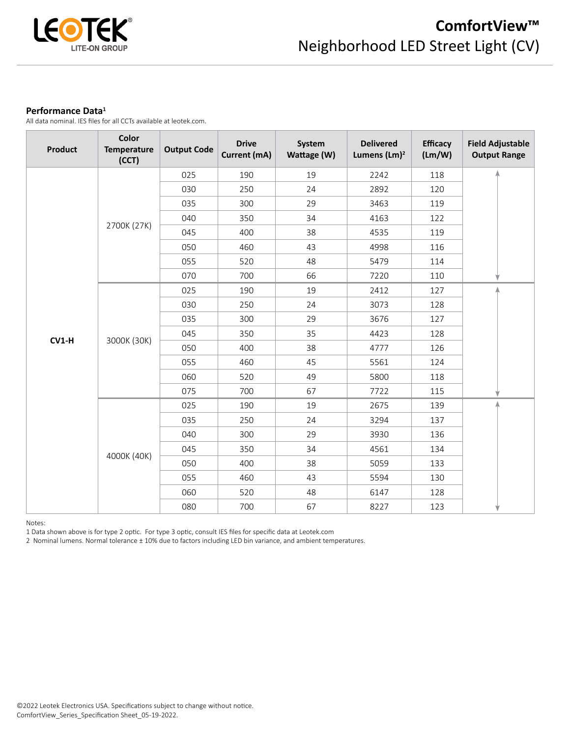### Performance Data[1]

All data nominal. IES files for all CCTs available at leotek.com.

| Product | Color Temperature (CCT) | Output Code | Drive Current (mA) | System Wattage (W) | Delivered Lumens (Lm)[2] | Efficacy (Lm/W) | Field Adjustable Output Range |
|---|---|---|---|---|---|---|---|
| CV1-H | 2700K (27K) | 025 | 190 | 19 | 2242 | 118 | ↕ |
| | | 030 | 250 | 24 | 2892 | 120 | |
| | | 035 | 300 | 29 | 3463 | 119 | |
| | | 040 | 350 | 34 | 4163 | 122 | |
| | | 045 | 400 | 38 | 4535 | 119 | |
| | | 050 | 460 | 43 | 4998 | 116 | |
| | | 055 | 520 | 48 | 5479 | 114 | |
| | | 070 | 700 | 66 | 7220 | 110 | |
| | 3000K (30K) | 025 | 190 | 19 | 2412 | 127 | ↕ |
| | | 030 | 250 | 24 | 3073 | 128 | |
| | | 035 | 300 | 29 | 3676 | 127 | |
| | | 045 | 350 | 35 | 4423 | 128 | |
| | | 050 | 400 | 38 | 4777 | 126 | |
| | | 055 | 460 | 45 | 5561 | 124 | |
| | | 060 | 520 | 49 | 5800 | 118 | |
| | | 075 | 700 | 67 | 7722 | 115 | |
| | 4000K (40K) | 025 | 190 | 19 | 2675 | 139 | ↕ |
| | | 035 | 250 | 24 | 3294 | 137 | |
| | | 040 | 300 | 29 | 3930 | 136 | |
| | | 045 | 350 | 34 | 4561 | 134 | |
| | | 050 | 400 | 38 | 5059 | 133 | |
| | | 055 | 460 | 43 | 5594 | 130 | |
| | | 060 | 520 | 48 | 6147 | 128 | |
| | | 080 | 700 | 67 | 8227 | 123 | |

Notes:

1 Data shown above is for type 2 optic. For type 3 optic, consult IES files for specific data at Leotek.com

2 Nominal lumens. Normal tolerance ± 10% due to factors including LED bin variance, and ambient temperatures.

©2022 Leotek Electronics USA. Specifications subject to change without notice.
ComfortView_Series_Specification Sheet_05-19-2022.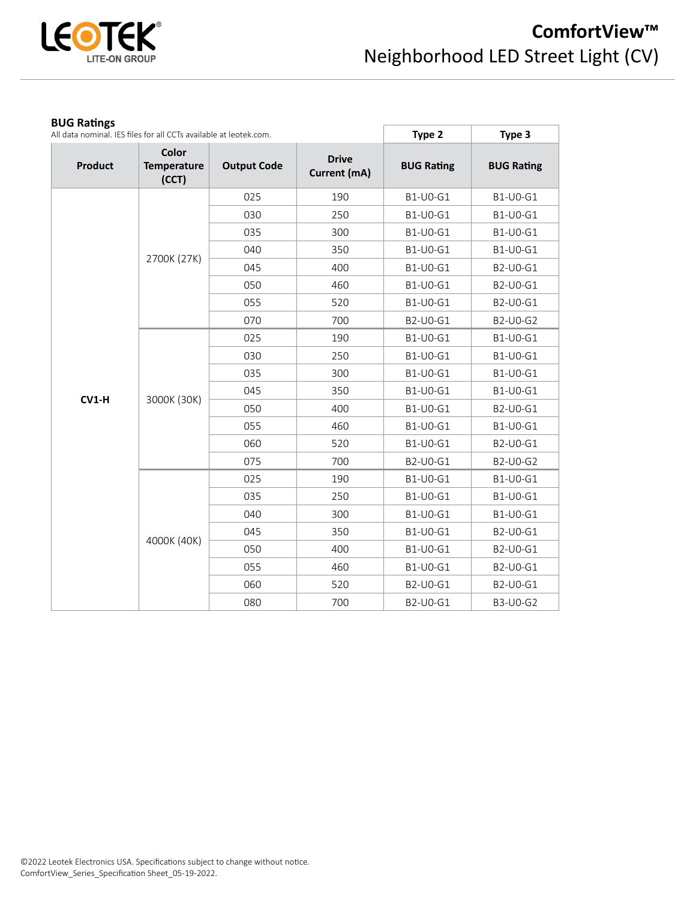## BUG Ratings

All data nominal. IES files for all CCTs available at leotek.com.

| Product | Color Temperature (CCT) | Output Code | Drive Current (mA) | Type 2 BUG Rating | Type 3 BUG Rating |
|---|---|---|---|---|---|
| CV1-H | 2700K (27K) | 025 | 190 | B1-U0-G1 | B1-U0-G1 |
| | | 030 | 250 | B1-U0-G1 | B1-U0-G1 |
| | | 035 | 300 | B1-U0-G1 | B1-U0-G1 |
| | | 040 | 350 | B1-U0-G1 | B1-U0-G1 |
| | | 045 | 400 | B1-U0-G1 | B2-U0-G1 |
| | | 050 | 460 | B1-U0-G1 | B2-U0-G1 |
| | | 055 | 520 | B1-U0-G1 | B2-U0-G1 |
| | | 070 | 700 | B2-U0-G1 | B2-U0-G2 |
| | 3000K (30K) | 025 | 190 | B1-U0-G1 | B1-U0-G1 |
| | | 030 | 250 | B1-U0-G1 | B1-U0-G1 |
| | | 035 | 300 | B1-U0-G1 | B1-U0-G1 |
| | | 045 | 350 | B1-U0-G1 | B1-U0-G1 |
| | | 050 | 400 | B1-U0-G1 | B2-U0-G1 |
| | | 055 | 460 | B1-U0-G1 | B1-U0-G1 |
| | | 060 | 520 | B1-U0-G1 | B2-U0-G1 |
| | | 075 | 700 | B2-U0-G1 | B2-U0-G2 |
| | 4000K (40K) | 025 | 190 | B1-U0-G1 | B1-U0-G1 |
| | | 035 | 250 | B1-U0-G1 | B1-U0-G1 |
| | | 040 | 300 | B1-U0-G1 | B1-U0-G1 |
| | | 045 | 350 | B1-U0-G1 | B2-U0-G1 |
| | | 050 | 400 | B1-U0-G1 | B2-U0-G1 |
| | | 055 | 460 | B1-U0-G1 | B2-U0-G1 |
| | | 060 | 520 | B2-U0-G1 | B2-U0-G1 |
| | | 080 | 700 | B2-U0-G1 | B3-U0-G2 |

©2022 Leotek Electronics USA. Specifications subject to change without notice.
ComfortView_Series_Specification Sheet_05-19-2022.